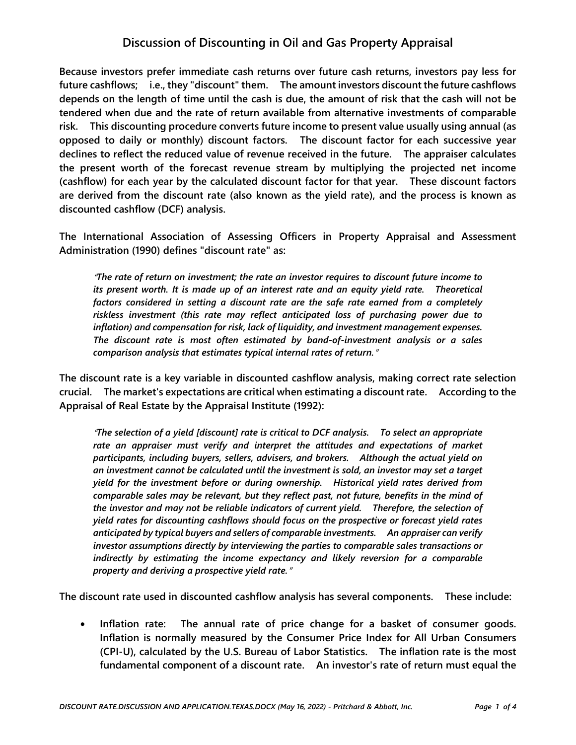# Discussion of Discounting in Oil and Gas Property Appraisal

**Because investors prefer immediate cash returns over future cash returns, investors pay less for future cashflows; i.e., they "discount" them. The amount investors discount the future cashflows depends on the length of time until the cash is due, the amount of risk that the cash will not be tendered when due and the rate of return available from alternative investments of comparable risk. This discounting procedure converts future income to present value usually using annual (as opposed to daily or monthly) discount factors. The discount factor for each successive year declines to reflect the reduced value of revenue received in the future. The appraiser calculates the present worth of the forecast revenue stream by multiplying the projected net income (cashflow) for each year by the calculated discount factor for that year. These discount factors are derived from the discount rate (also known as the yield rate), and the process is known as discounted cashflow (DCF) analysis.**

**The International Association of Assessing Officers in Property Appraisal and Assessment Administration (1990) defines "discount rate" as:**

> ***"The rate of return on investment; the rate an investor requires to discount future income to its present worth. It is made up of an interest rate and an equity yield rate. Theoretical factors considered in setting a discount rate are the safe rate earned from a completely riskless investment (this rate may reflect anticipated loss of purchasing power due to inflation) and compensation for risk, lack of liquidity, and investment management expenses. The discount rate is most often estimated by band-of-investment analysis or a sales comparison analysis that estimates typical internal rates of return."***

**The discount rate is a key variable in discounted cashflow analysis, making correct rate selection crucial. The market's expectations are critical when estimating a discount rate. According to the Appraisal of Real Estate by the Appraisal Institute (1992):**

> ***"The selection of a yield [discount] rate is critical to DCF analysis. To select an appropriate rate an appraiser must verify and interpret the attitudes and expectations of market participants, including buyers, sellers, advisers, and brokers. Although the actual yield on an investment cannot be calculated until the investment is sold, an investor may set a target yield for the investment before or during ownership. Historical yield rates derived from comparable sales may be relevant, but they reflect past, not future, benefits in the mind of the investor and may not be reliable indicators of current yield. Therefore, the selection of yield rates for discounting cashflows should focus on the prospective or forecast yield rates anticipated by typical buyers and sellers of comparable investments. An appraiser can verify investor assumptions directly by interviewing the parties to comparable sales transactions or indirectly by estimating the income expectancy and likely reversion for a comparable property and deriving a prospective yield rate."***

**The discount rate used in discounted cashflow analysis has several components. These include:**

- **Inflation rate: The annual rate of price change for a basket of consumer goods. Inflation is normally measured by the Consumer Price Index for All Urban Consumers (CPI-U), calculated by the U.S. Bureau of Labor Statistics. The inflation rate is the most fundamental component of a discount rate. An investor's rate of return must equal the**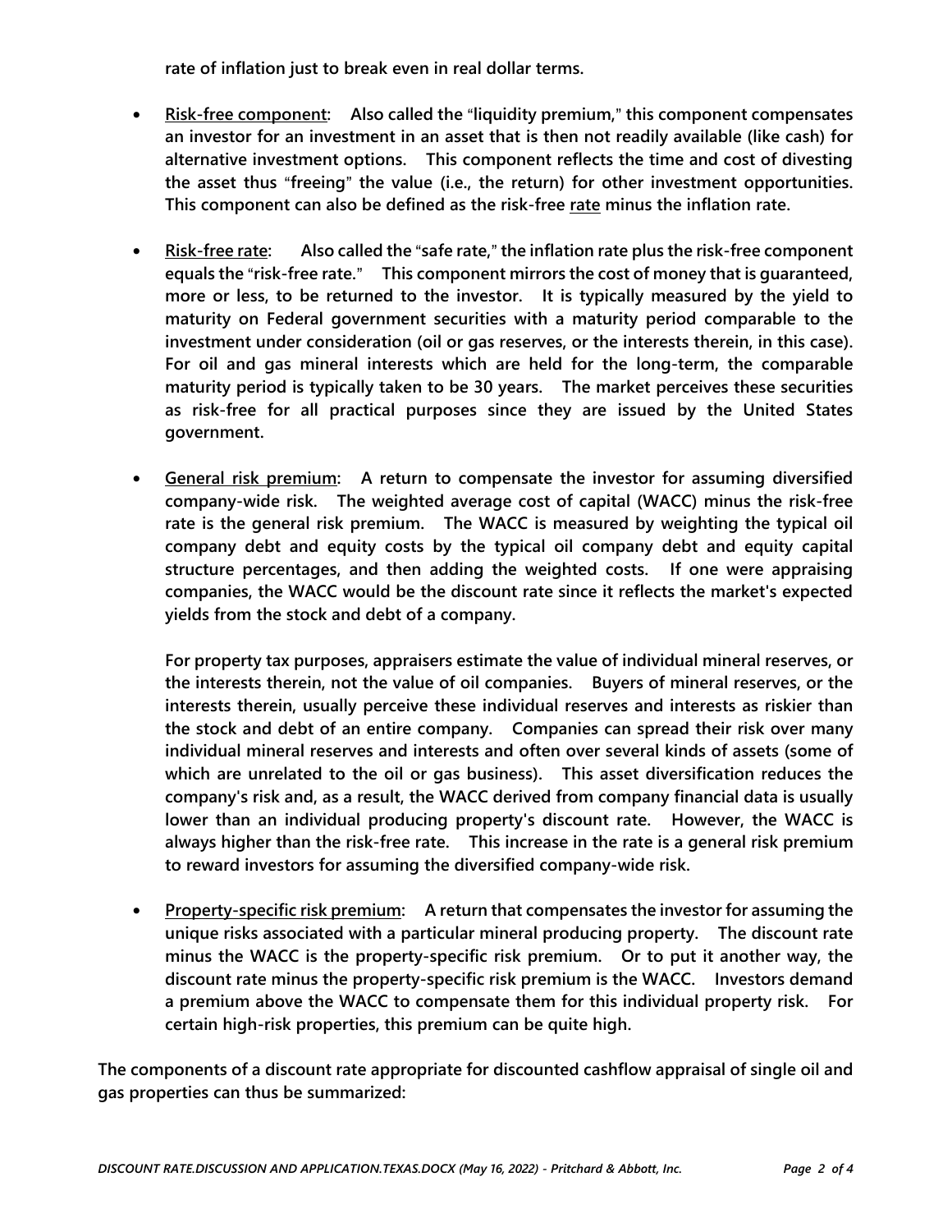**rate of inflation just to break even in real dollar terms.**

- **<u>Risk-free component</u>: Also called the "liquidity premium," this component compensates an investor for an investment in an asset that is then not readily available (like cash) for alternative investment options. This component reflects the time and cost of divesting the asset thus "freeing" the value (i.e., the return) for other investment opportunities. This component can also be defined as the risk-free <u>rate</u> minus the inflation rate.**

- **<u>Risk-free rate</u>: Also called the "safe rate," the inflation rate plus the risk-free component equals the "risk-free rate." This component mirrors the cost of money that is guaranteed, more or less, to be returned to the investor. It is typically measured by the yield to maturity on Federal government securities with a maturity period comparable to the investment under consideration (oil or gas reserves, or the interests therein, in this case). For oil and gas mineral interests which are held for the long-term, the comparable maturity period is typically taken to be 30 years. The market perceives these securities as risk-free for all practical purposes since they are issued by the United States government.**

- **<u>General risk premium</u>: A return to compensate the investor for assuming diversified company-wide risk. The weighted average cost of capital (WACC) minus the risk-free rate is the general risk premium. The WACC is measured by weighting the typical oil company debt and equity costs by the typical oil company debt and equity capital structure percentages, and then adding the weighted costs. If one were appraising companies, the WACC would be the discount rate since it reflects the market's expected yields from the stock and debt of a company.**

  **For property tax purposes, appraisers estimate the value of individual mineral reserves, or the interests therein, not the value of oil companies. Buyers of mineral reserves, or the interests therein, usually perceive these individual reserves and interests as riskier than the stock and debt of an entire company. Companies can spread their risk over many individual mineral reserves and interests and often over several kinds of assets (some of which are unrelated to the oil or gas business). This asset diversification reduces the company's risk and, as a result, the WACC derived from company financial data is usually lower than an individual producing property's discount rate. However, the WACC is always higher than the risk-free rate. This increase in the rate is a general risk premium to reward investors for assuming the diversified company-wide risk.**

- **<u>Property-specific risk premium</u>: A return that compensates the investor for assuming the unique risks associated with a particular mineral producing property. The discount rate minus the WACC is the property-specific risk premium. Or to put it another way, the discount rate minus the property-specific risk premium is the WACC. Investors demand a premium above the WACC to compensate them for this individual property risk. For certain high-risk properties, this premium can be quite high.**

**The components of a discount rate appropriate for discounted cashflow appraisal of single oil and gas properties can thus be summarized:**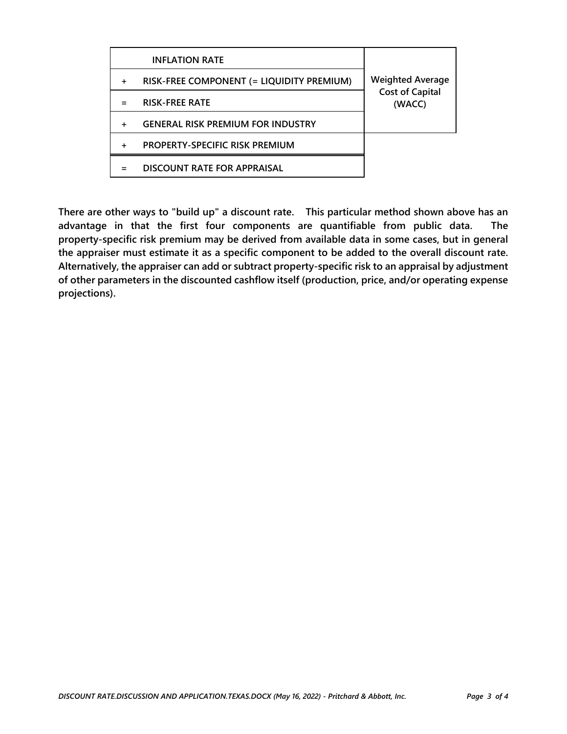| | | |
|---|---|---|
| | INFLATION RATE | Weighted Average Cost of Capital (WACC) |
| + | RISK-FREE COMPONENT (= LIQUIDITY PREMIUM) | |
| = | RISK-FREE RATE | |
| + | GENERAL RISK PREMIUM FOR INDUSTRY | |
| + | PROPERTY-SPECIFIC RISK PREMIUM | |
| = | DISCOUNT RATE FOR APPRAISAL | |

**There are other ways to "build up" a discount rate. This particular method shown above has an advantage in that the first four components are quantifiable from public data. The property-specific risk premium may be derived from available data in some cases, but in general the appraiser must estimate it as a specific component to be added to the overall discount rate. Alternatively, the appraiser can add or subtract property-specific risk to an appraisal by adjustment of other parameters in the discounted cashflow itself (production, price, and/or operating expense projections).**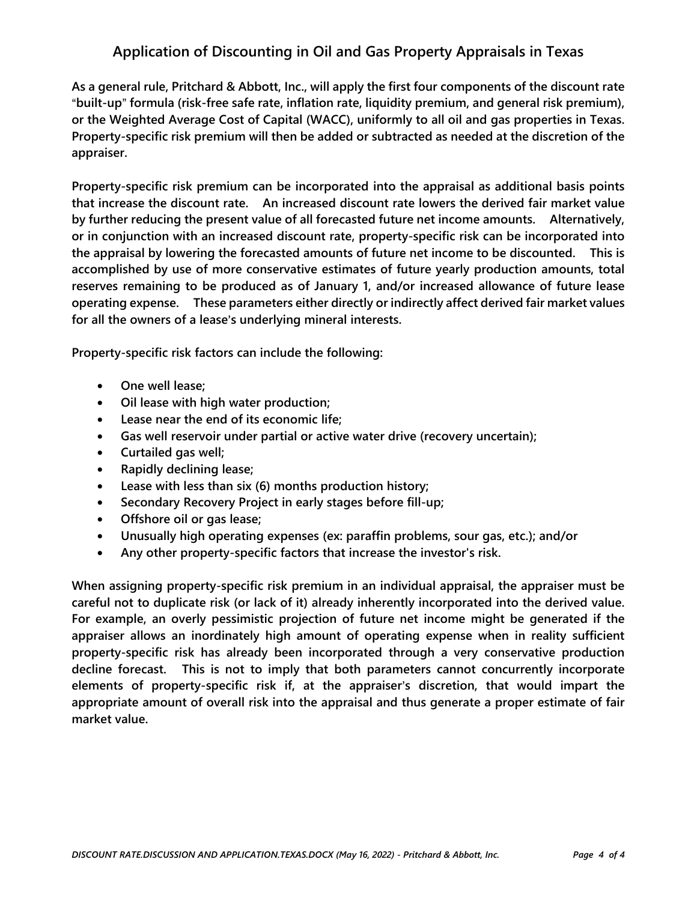## Application of Discounting in Oil and Gas Property Appraisals in Texas

**As a general rule, Pritchard & Abbott, Inc., will apply the first four components of the discount rate "built-up" formula (risk-free safe rate, inflation rate, liquidity premium, and general risk premium), or the Weighted Average Cost of Capital (WACC), uniformly to all oil and gas properties in Texas. Property-specific risk premium will then be added or subtracted as needed at the discretion of the appraiser.**

**Property-specific risk premium can be incorporated into the appraisal as additional basis points that increase the discount rate. An increased discount rate lowers the derived fair market value by further reducing the present value of all forecasted future net income amounts. Alternatively, or in conjunction with an increased discount rate, property-specific risk can be incorporated into the appraisal by lowering the forecasted amounts of future net income to be discounted. This is accomplished by use of more conservative estimates of future yearly production amounts, total reserves remaining to be produced as of January 1, and/or increased allowance of future lease operating expense. These parameters either directly or indirectly affect derived fair market values for all the owners of a lease's underlying mineral interests.**

**Property-specific risk factors can include the following:**

- **One well lease;**
- **Oil lease with high water production;**
- **Lease near the end of its economic life;**
- **Gas well reservoir under partial or active water drive (recovery uncertain);**
- **Curtailed gas well;**
- **Rapidly declining lease;**
- **Lease with less than six (6) months production history;**
- **Secondary Recovery Project in early stages before fill-up;**
- **Offshore oil or gas lease;**
- **Unusually high operating expenses (ex: paraffin problems, sour gas, etc.); and/or**
- **Any other property-specific factors that increase the investor's risk.**

**When assigning property-specific risk premium in an individual appraisal, the appraiser must be careful not to duplicate risk (or lack of it) already inherently incorporated into the derived value. For example, an overly pessimistic projection of future net income might be generated if the appraiser allows an inordinately high amount of operating expense when in reality sufficient property-specific risk has already been incorporated through a very conservative production decline forecast. This is not to imply that both parameters cannot concurrently incorporate elements of property-specific risk if, at the appraiser's discretion, that would impart the appropriate amount of overall risk into the appraisal and thus generate a proper estimate of fair market value.**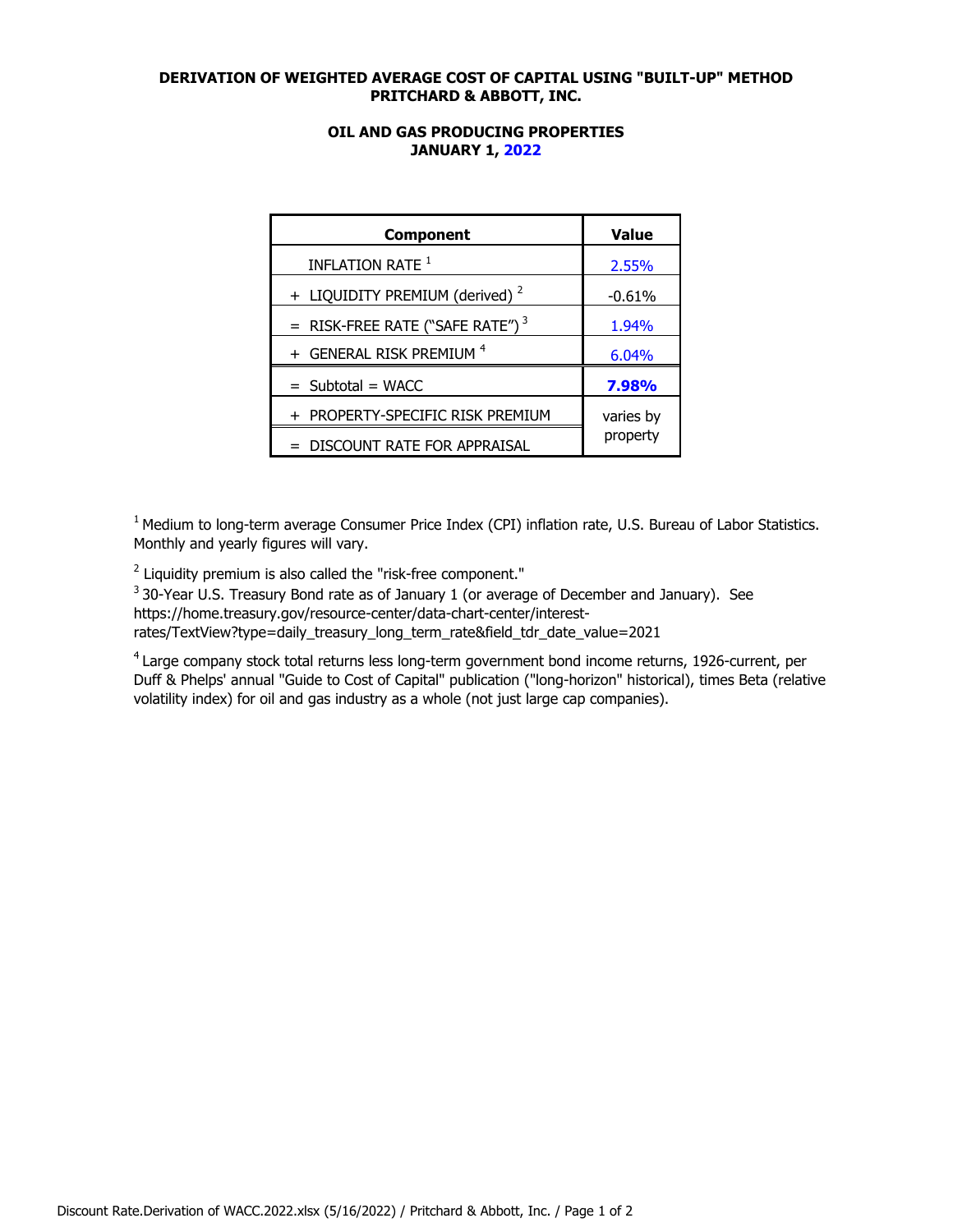# DERIVATION OF WEIGHTED AVERAGE COST OF CAPITAL USING "BUILT-UP" METHOD
## PRITCHARD & ABBOTT, INC.

### OIL AND GAS PRODUCING PROPERTIES
### JANUARY 1, 2022

| Component | Value |
|---|---|
| INFLATION RATE [1] | 2.55% |
| + LIQUIDITY PREMIUM (derived) [2] | -0.61% |
| = RISK-FREE RATE ("SAFE RATE") [3] | 1.94% |
| + GENERAL RISK PREMIUM [4] | 6.04% |
| = Subtotal = WACC | **7.98%** |
| + PROPERTY-SPECIFIC RISK PREMIUM | varies by property |
| = DISCOUNT RATE FOR APPRAISAL | |

[1] Medium to long-term average Consumer Price Index (CPI) inflation rate, U.S. Bureau of Labor Statistics. Monthly and yearly figures will vary.

[2] Liquidity premium is also called the "risk-free component."

[3] 30-Year U.S. Treasury Bond rate as of January 1 (or average of December and January). See https://home.treasury.gov/resource-center/data-chart-center/interest-rates/TextView?type=daily_treasury_long_term_rate&field_tdr_date_value=2021

[4] Large company stock total returns less long-term government bond income returns, 1926-current, per Duff & Phelps' annual "Guide to Cost of Capital" publication ("long-horizon" historical), times Beta (relative volatility index) for oil and gas industry as a whole (not just large cap companies).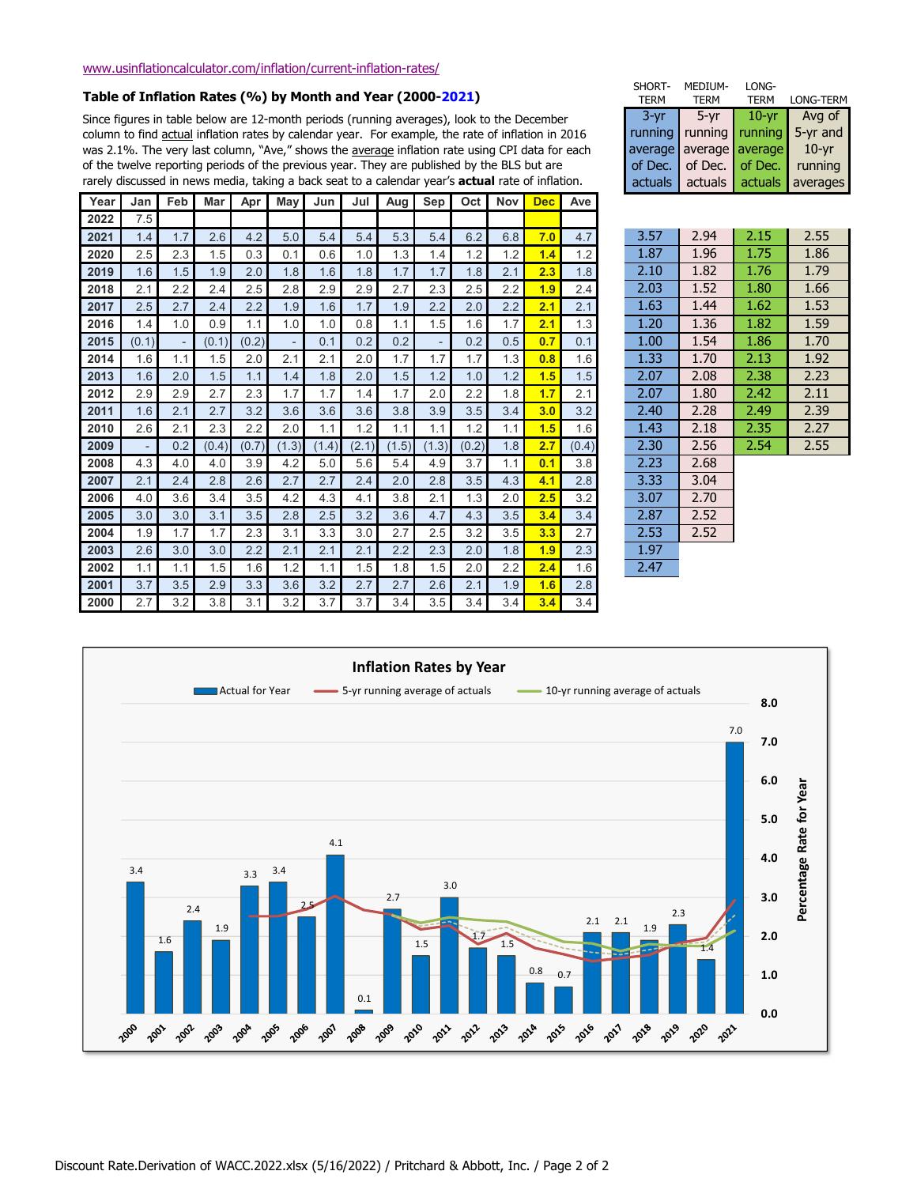www.usinflationcalculator.com/inflation/current-inflation-rates/

### Table of Inflation Rates (%) by Month and Year (2000-2021)

Since figures in table below are 12-month periods (running averages), look to the December column to find actual inflation rates by calendar year. For example, the rate of inflation in 2016 was 2.1%. The very last column, "Ave," shows the average inflation rate using CPI data for each of the twelve reporting periods of the previous year. They are published by the BLS but are rarely discussed in news media, taking a back seat to a calendar year's **actual** rate of inflation.

| Year | Jan | Feb | Mar | Apr | May | Jun | Jul | Aug | Sep | Oct | Nov | Dec | Ave | SHORT-TERM 3-yr running average of Dec. actuals | MEDIUM-TERM 5-yr running average of Dec. actuals | LONG-TERM 10-yr running average of Dec. actuals | LONG-TERM Avg of 5-yr and 10-yr running averages |
|---|---|---|---|---|---|---|---|---|---|---|---|---|---|---|---|---|---|
| 2022 | 7.5 | | | | | | | | | | | | | | | | |
| 2021 | 1.4 | 1.7 | 2.6 | 4.2 | 5.0 | 5.4 | 5.4 | 5.3 | 5.4 | 6.2 | 6.8 | 7.0 | 4.7 | 3.57 | 2.94 | 2.15 | 2.55 |
| 2020 | 2.5 | 2.3 | 1.5 | 0.3 | 0.1 | 0.6 | 1.0 | 1.3 | 1.4 | 1.2 | 1.2 | 1.4 | 1.2 | 1.87 | 1.96 | 1.75 | 1.86 |
| 2019 | 1.6 | 1.5 | 1.9 | 2.0 | 1.8 | 1.6 | 1.8 | 1.7 | 1.7 | 1.8 | 2.1 | 2.3 | 1.8 | 2.10 | 1.82 | 1.76 | 1.79 |
| 2018 | 2.1 | 2.2 | 2.4 | 2.5 | 2.8 | 2.9 | 2.9 | 2.7 | 2.3 | 2.5 | 2.2 | 1.9 | 2.4 | 2.03 | 1.52 | 1.80 | 1.66 |
| 2017 | 2.5 | 2.7 | 2.4 | 2.2 | 1.9 | 1.6 | 1.7 | 1.9 | 2.2 | 2.0 | 2.2 | 2.1 | 2.1 | 1.63 | 1.44 | 1.62 | 1.53 |
| 2016 | 1.4 | 1.0 | 0.9 | 1.1 | 1.0 | 1.0 | 0.8 | 1.1 | 1.5 | 1.6 | 1.7 | 2.1 | 1.3 | 1.20 | 1.36 | 1.82 | 1.59 |
| 2015 | (0.1) | - | (0.1) | (0.2) | - | 0.1 | 0.2 | 0.2 | - | 0.2 | 0.5 | 0.7 | 0.1 | 1.00 | 1.54 | 1.86 | 1.70 |
| 2014 | 1.6 | 1.1 | 1.5 | 2.0 | 2.1 | 2.1 | 2.0 | 1.7 | 1.7 | 1.7 | 1.3 | 0.8 | 1.6 | 1.33 | 1.70 | 2.13 | 1.92 |
| 2013 | 1.6 | 2.0 | 1.5 | 1.1 | 1.4 | 1.8 | 2.0 | 1.5 | 1.2 | 1.0 | 1.2 | 1.5 | 1.5 | 2.07 | 2.08 | 2.38 | 2.23 |
| 2012 | 2.9 | 2.9 | 2.7 | 2.3 | 1.7 | 1.7 | 1.4 | 1.7 | 2.0 | 2.2 | 1.8 | 1.7 | 2.1 | 2.07 | 1.80 | 2.42 | 2.11 |
| 2011 | 1.6 | 2.1 | 2.7 | 3.2 | 3.6 | 3.6 | 3.6 | 3.8 | 3.9 | 3.5 | 3.4 | 3.0 | 3.2 | 2.40 | 2.28 | 2.49 | 2.39 |
| 2010 | 2.6 | 2.1 | 2.3 | 2.2 | 2.0 | 1.1 | 1.2 | 1.1 | 1.1 | 1.2 | 1.1 | 1.5 | 1.6 | 1.43 | 2.18 | 2.35 | 2.27 |
| 2009 | - | 0.2 | (0.4) | (0.7) | (1.3) | (1.4) | (2.1) | (1.5) | (1.3) | (0.2) | 1.8 | 2.7 | (0.4) | 2.30 | 2.56 | 2.54 | 2.55 |
| 2008 | 4.3 | 4.0 | 4.0 | 3.9 | 4.2 | 5.0 | 5.6 | 5.4 | 4.9 | 3.7 | 1.1 | 0.1 | 3.8 | 2.23 | 2.68 | | |
| 2007 | 2.1 | 2.4 | 2.8 | 2.6 | 2.7 | 2.7 | 2.4 | 2.0 | 2.8 | 3.5 | 4.3 | 4.1 | 2.8 | 3.33 | 3.04 | | |
| 2006 | 4.0 | 3.6 | 3.4 | 3.5 | 4.2 | 4.3 | 4.1 | 3.8 | 2.1 | 1.3 | 2.0 | 2.5 | 3.2 | 3.07 | 2.70 | | |
| 2005 | 3.0 | 3.0 | 3.1 | 3.5 | 2.8 | 2.5 | 3.2 | 3.6 | 4.7 | 4.3 | 3.5 | 3.4 | 3.4 | 2.87 | 2.52 | | |
| 2004 | 1.9 | 1.7 | 1.7 | 2.3 | 3.1 | 3.3 | 3.0 | 2.7 | 2.5 | 3.2 | 3.5 | 3.3 | 2.7 | 2.53 | 2.52 | | |
| 2003 | 2.6 | 3.0 | 3.0 | 2.2 | 2.1 | 2.1 | 2.1 | 2.2 | 2.3 | 2.0 | 1.8 | 1.9 | 2.3 | 1.97 | | | |
| 2002 | 1.1 | 1.1 | 1.5 | 1.6 | 1.2 | 1.1 | 1.5 | 1.8 | 1.5 | 2.0 | 2.2 | 2.4 | 1.6 | 2.47 | | | |
| 2001 | 3.7 | 3.5 | 2.9 | 3.3 | 3.6 | 3.2 | 2.7 | 2.7 | 2.6 | 2.1 | 1.9 | 1.6 | 2.8 | | | | |
| 2000 | 2.7 | 3.2 | 3.8 | 3.1 | 3.2 | 3.7 | 3.7 | 3.4 | 3.5 | 3.4 | 3.4 | 3.4 | 3.4 | | | | |

**Inflation Rates by Year**

Legend: Actual for Year; 5-yr running average of actuals; 10-yr running average of actuals

| Year | 2000 | 2001 | 2002 | 2003 | 2004 | 2005 | 2006 | 2007 | 2008 | 2009 | 2010 | 2011 | 2012 | 2013 | 2014 | 2015 | 2016 | 2017 | 2018 | 2019 | 2020 | 2021 |
|---|---|---|---|---|---|---|---|---|---|---|---|---|---|---|---|---|---|---|---|---|---|---|
| Actual for Year | 3.4 | 1.6 | 2.4 | 1.9 | 3.3 | 3.4 | 2.5 | 4.1 | 0.1 | 2.7 | 1.5 | 3.0 | 1.7 | 1.5 | 0.8 | 0.7 | 2.1 | 2.1 | 1.9 | 2.3 | 1.4 | 7.0 |

Percentage Rate for Year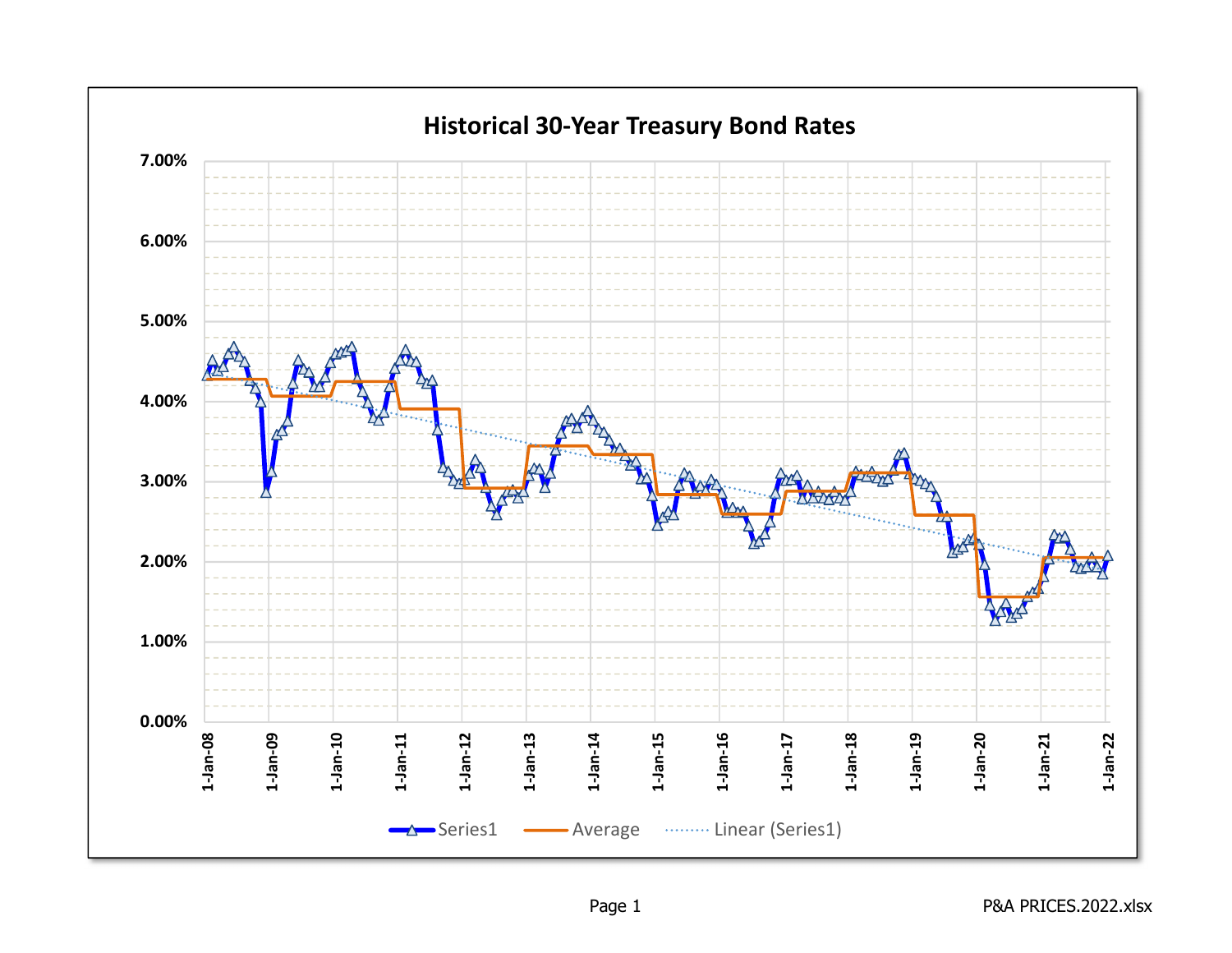# Historical 30-Year Treasury Bond Rates

7.00%
6.00%
5.00%
4.00%
3.00%
2.00%
1.00%
0.00%

1-Jan-08
1-Jan-09
1-Jan-10
1-Jan-11
1-Jan-12
1-Jan-13
1-Jan-14
1-Jan-15
1-Jan-16
1-Jan-17
1-Jan-18
1-Jan-19
1-Jan-20
1-Jan-21
1-Jan-22

Series1
Average
Linear (Series1)

P&A PRICES.2022.xlsx